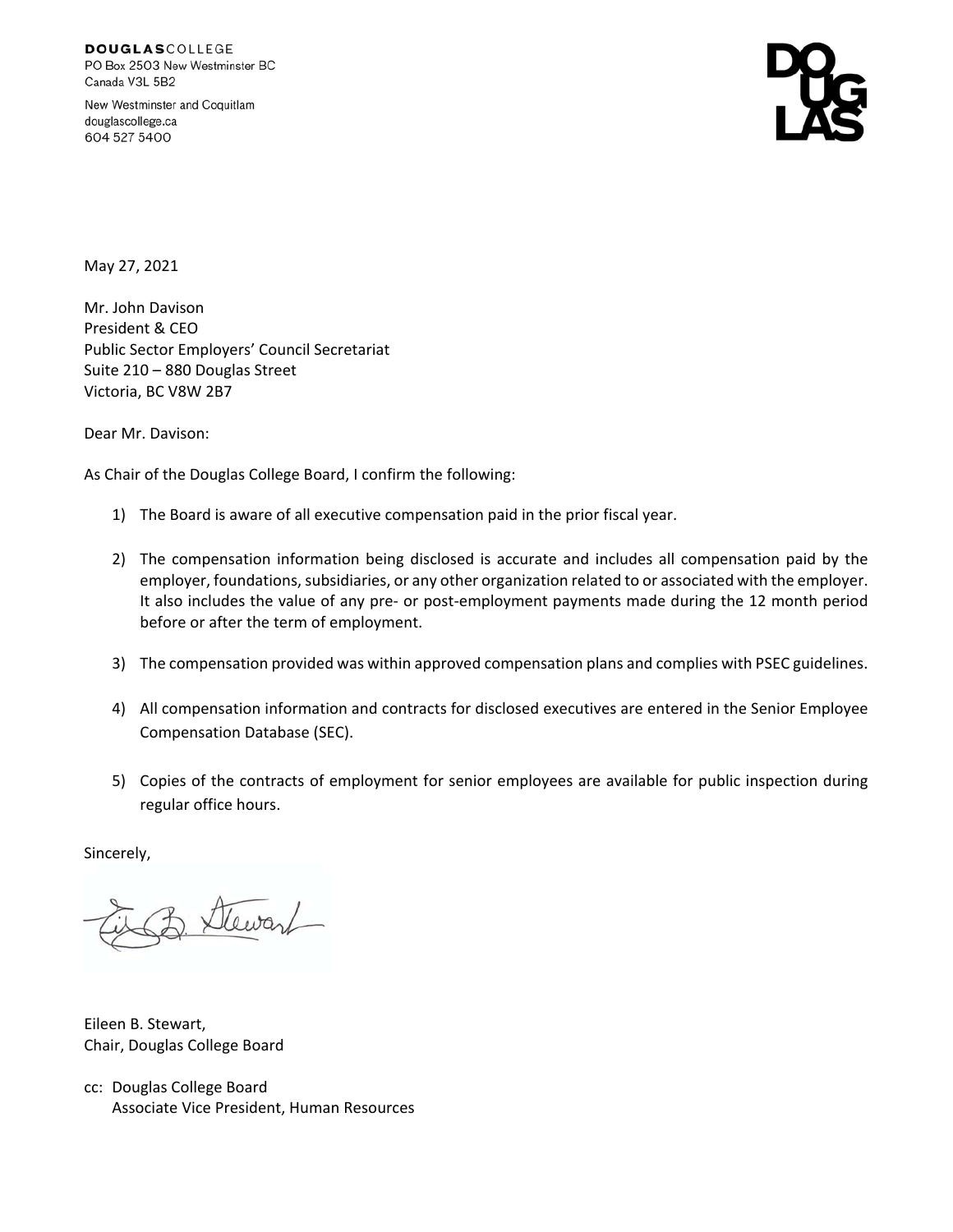**DOUGLAS**COLLEGE
PO Box 2503 New Westminster BC
Canada V3L 5B2

New Westminster and Coquitlam
douglascollege.ca
604 527 5400

May 27, 2021

Mr. John Davison
President & CEO
Public Sector Employers' Council Secretariat
Suite 210 – 880 Douglas Street
Victoria, BC V8W 2B7

Dear Mr. Davison:

As Chair of the Douglas College Board, I confirm the following:

1) The Board is aware of all executive compensation paid in the prior fiscal year.

2) The compensation information being disclosed is accurate and includes all compensation paid by the employer, foundations, subsidiaries, or any other organization related to or associated with the employer. It also includes the value of any pre- or post-employment payments made during the 12 month period before or after the term of employment.

3) The compensation provided was within approved compensation plans and complies with PSEC guidelines.

4) All compensation information and contracts for disclosed executives are entered in the Senior Employee Compensation Database (SEC).

5) Copies of the contracts of employment for senior employees are available for public inspection during regular office hours.

Sincerely,

Eileen B. Stewart,
Chair, Douglas College Board

cc: Douglas College Board
Associate Vice President, Human Resources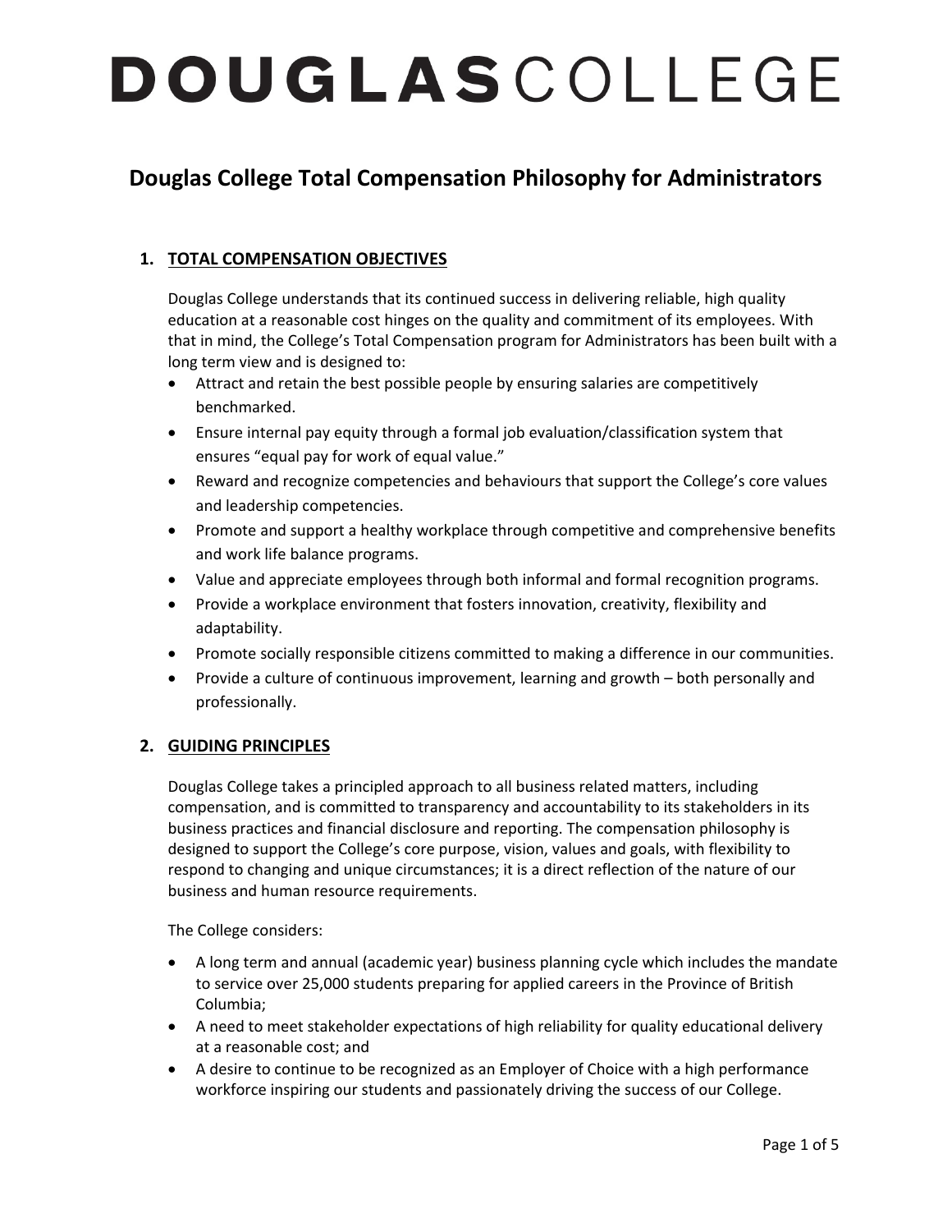# DOUGLAS COLLEGE

## Douglas College Total Compensation Philosophy for Administrators

### 1. TOTAL COMPENSATION OBJECTIVES

Douglas College understands that its continued success in delivering reliable, high quality education at a reasonable cost hinges on the quality and commitment of its employees. With that in mind, the College's Total Compensation program for Administrators has been built with a long term view and is designed to:

- Attract and retain the best possible people by ensuring salaries are competitively benchmarked.
- Ensure internal pay equity through a formal job evaluation/classification system that ensures "equal pay for work of equal value."
- Reward and recognize competencies and behaviours that support the College's core values and leadership competencies.
- Promote and support a healthy workplace through competitive and comprehensive benefits and work life balance programs.
- Value and appreciate employees through both informal and formal recognition programs.
- Provide a workplace environment that fosters innovation, creativity, flexibility and adaptability.
- Promote socially responsible citizens committed to making a difference in our communities.
- Provide a culture of continuous improvement, learning and growth – both personally and professionally.

### 2. GUIDING PRINCIPLES

Douglas College takes a principled approach to all business related matters, including compensation, and is committed to transparency and accountability to its stakeholders in its business practices and financial disclosure and reporting. The compensation philosophy is designed to support the College's core purpose, vision, values and goals, with flexibility to respond to changing and unique circumstances; it is a direct reflection of the nature of our business and human resource requirements.

The College considers:

- A long term and annual (academic year) business planning cycle which includes the mandate to service over 25,000 students preparing for applied careers in the Province of British Columbia;
- A need to meet stakeholder expectations of high reliability for quality educational delivery at a reasonable cost; and
- A desire to continue to be recognized as an Employer of Choice with a high performance workforce inspiring our students and passionately driving the success of our College.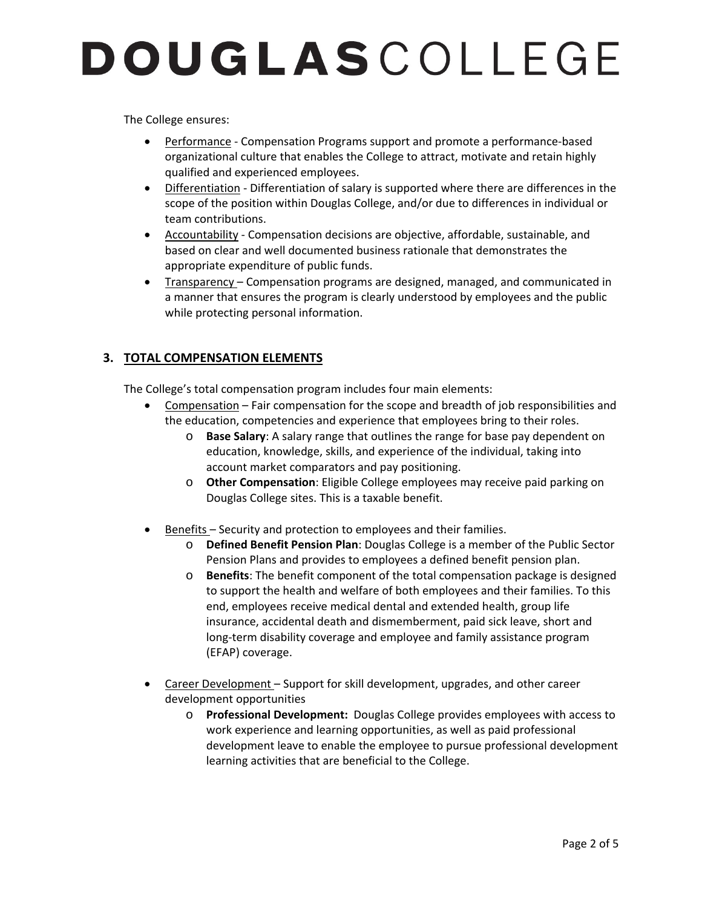The College ensures:

- Performance - Compensation Programs support and promote a performance-based organizational culture that enables the College to attract, motivate and retain highly qualified and experienced employees.
- Differentiation - Differentiation of salary is supported where there are differences in the scope of the position within Douglas College, and/or due to differences in individual or team contributions.
- Accountability - Compensation decisions are objective, affordable, sustainable, and based on clear and well documented business rationale that demonstrates the appropriate expenditure of public funds.
- Transparency – Compensation programs are designed, managed, and communicated in a manner that ensures the program is clearly understood by employees and the public while protecting personal information.

## 3. TOTAL COMPENSATION ELEMENTS

The College's total compensation program includes four main elements:

- Compensation – Fair compensation for the scope and breadth of job responsibilities and the education, competencies and experience that employees bring to their roles.
  - **Base Salary**: A salary range that outlines the range for base pay dependent on education, knowledge, skills, and experience of the individual, taking into account market comparators and pay positioning.
  - **Other Compensation**: Eligible College employees may receive paid parking on Douglas College sites. This is a taxable benefit.

- Benefits – Security and protection to employees and their families.
  - **Defined Benefit Pension Plan**: Douglas College is a member of the Public Sector Pension Plans and provides to employees a defined benefit pension plan.
  - **Benefits**: The benefit component of the total compensation package is designed to support the health and welfare of both employees and their families. To this end, employees receive medical dental and extended health, group life insurance, accidental death and dismemberment, paid sick leave, short and long-term disability coverage and employee and family assistance program (EFAP) coverage.

- Career Development – Support for skill development, upgrades, and other career development opportunities
  - **Professional Development:** Douglas College provides employees with access to work experience and learning opportunities, as well as paid professional development leave to enable the employee to pursue professional development learning activities that are beneficial to the College.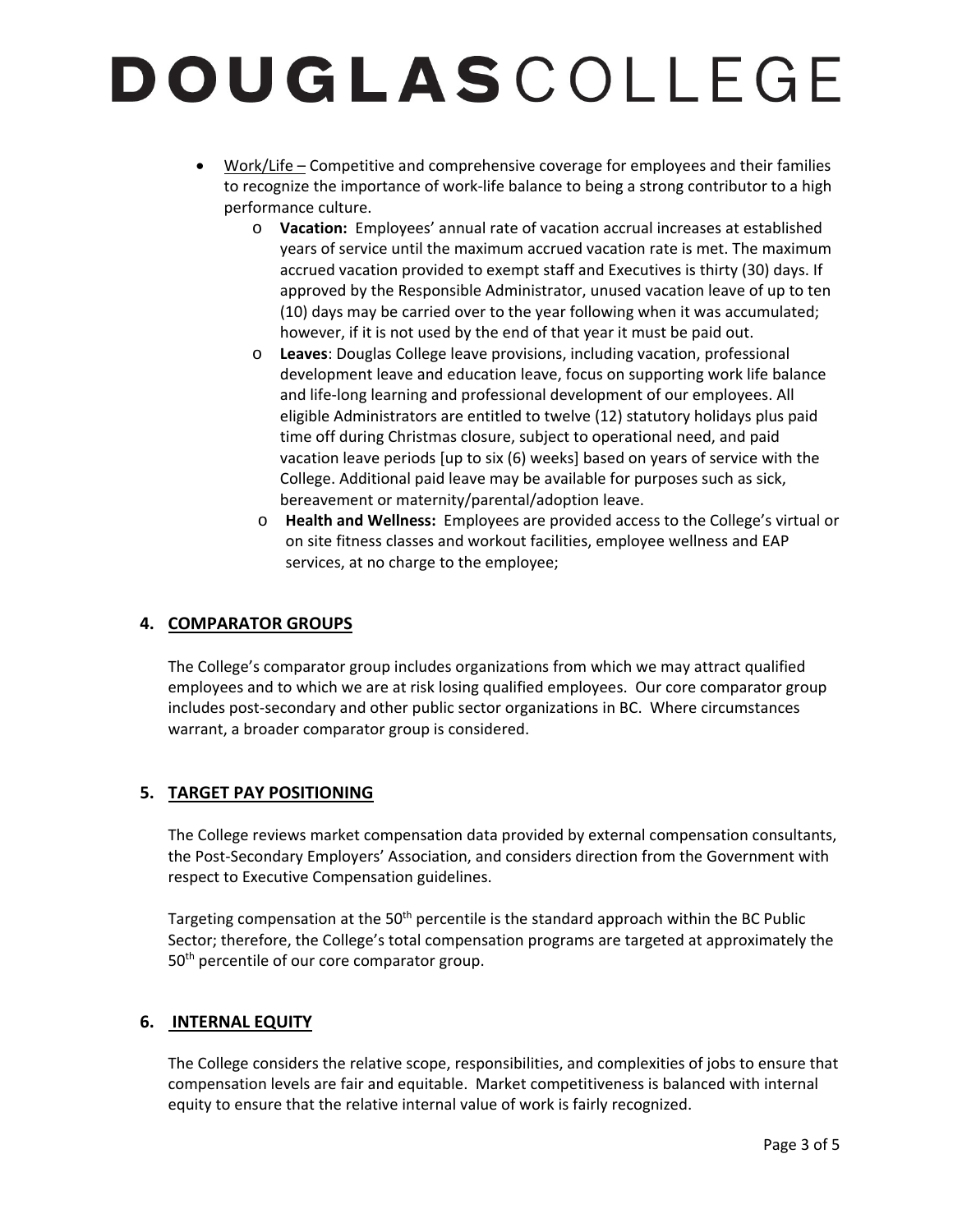- Work/Life – Competitive and comprehensive coverage for employees and their families to recognize the importance of work-life balance to being a strong contributor to a high performance culture.
  - **Vacation:** Employees' annual rate of vacation accrual increases at established years of service until the maximum accrued vacation rate is met. The maximum accrued vacation provided to exempt staff and Executives is thirty (30) days. If approved by the Responsible Administrator, unused vacation leave of up to ten (10) days may be carried over to the year following when it was accumulated; however, if it is not used by the end of that year it must be paid out.
  - **Leaves**: Douglas College leave provisions, including vacation, professional development leave and education leave, focus on supporting work life balance and life-long learning and professional development of our employees. All eligible Administrators are entitled to twelve (12) statutory holidays plus paid time off during Christmas closure, subject to operational need, and paid vacation leave periods [up to six (6) weeks] based on years of service with the College. Additional paid leave may be available for purposes such as sick, bereavement or maternity/parental/adoption leave.
  - **Health and Wellness:** Employees are provided access to the College's virtual or on site fitness classes and workout facilities, employee wellness and EAP services, at no charge to the employee;

## 4. COMPARATOR GROUPS

The College's comparator group includes organizations from which we may attract qualified employees and to which we are at risk losing qualified employees. Our core comparator group includes post-secondary and other public sector organizations in BC. Where circumstances warrant, a broader comparator group is considered.

## 5. TARGET PAY POSITIONING

The College reviews market compensation data provided by external compensation consultants, the Post-Secondary Employers' Association, and considers direction from the Government with respect to Executive Compensation guidelines.

Targeting compensation at the 50th percentile is the standard approach within the BC Public Sector; therefore, the College's total compensation programs are targeted at approximately the 50th percentile of our core comparator group.

## 6. INTERNAL EQUITY

The College considers the relative scope, responsibilities, and complexities of jobs to ensure that compensation levels are fair and equitable. Market competitiveness is balanced with internal equity to ensure that the relative internal value of work is fairly recognized.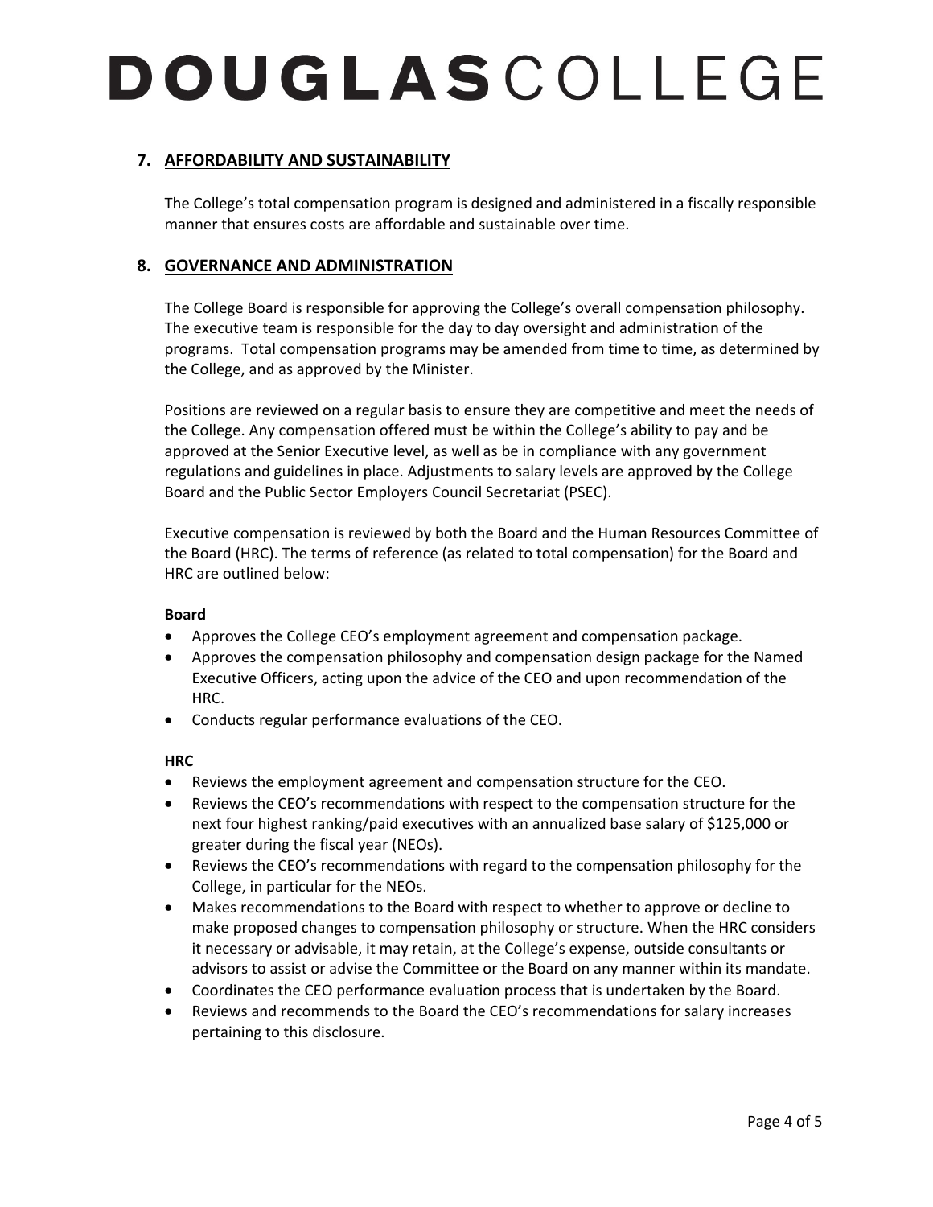## 7. AFFORDABILITY AND SUSTAINABILITY

The College's total compensation program is designed and administered in a fiscally responsible manner that ensures costs are affordable and sustainable over time.

## 8. GOVERNANCE AND ADMINISTRATION

The College Board is responsible for approving the College's overall compensation philosophy. The executive team is responsible for the day to day oversight and administration of the programs. Total compensation programs may be amended from time to time, as determined by the College, and as approved by the Minister.

Positions are reviewed on a regular basis to ensure they are competitive and meet the needs of the College. Any compensation offered must be within the College's ability to pay and be approved at the Senior Executive level, as well as be in compliance with any government regulations and guidelines in place. Adjustments to salary levels are approved by the College Board and the Public Sector Employers Council Secretariat (PSEC).

Executive compensation is reviewed by both the Board and the Human Resources Committee of the Board (HRC). The terms of reference (as related to total compensation) for the Board and HRC are outlined below:

**Board**

- Approves the College CEO's employment agreement and compensation package.
- Approves the compensation philosophy and compensation design package for the Named Executive Officers, acting upon the advice of the CEO and upon recommendation of the HRC.
- Conducts regular performance evaluations of the CEO.

**HRC**

- Reviews the employment agreement and compensation structure for the CEO.
- Reviews the CEO's recommendations with respect to the compensation structure for the next four highest ranking/paid executives with an annualized base salary of $125,000 or greater during the fiscal year (NEOs).
- Reviews the CEO's recommendations with regard to the compensation philosophy for the College, in particular for the NEOs.
- Makes recommendations to the Board with respect to whether to approve or decline to make proposed changes to compensation philosophy or structure. When the HRC considers it necessary or advisable, it may retain, at the College's expense, outside consultants or advisors to assist or advise the Committee or the Board on any manner within its mandate.
- Coordinates the CEO performance evaluation process that is undertaken by the Board.
- Reviews and recommends to the Board the CEO's recommendations for salary increases pertaining to this disclosure.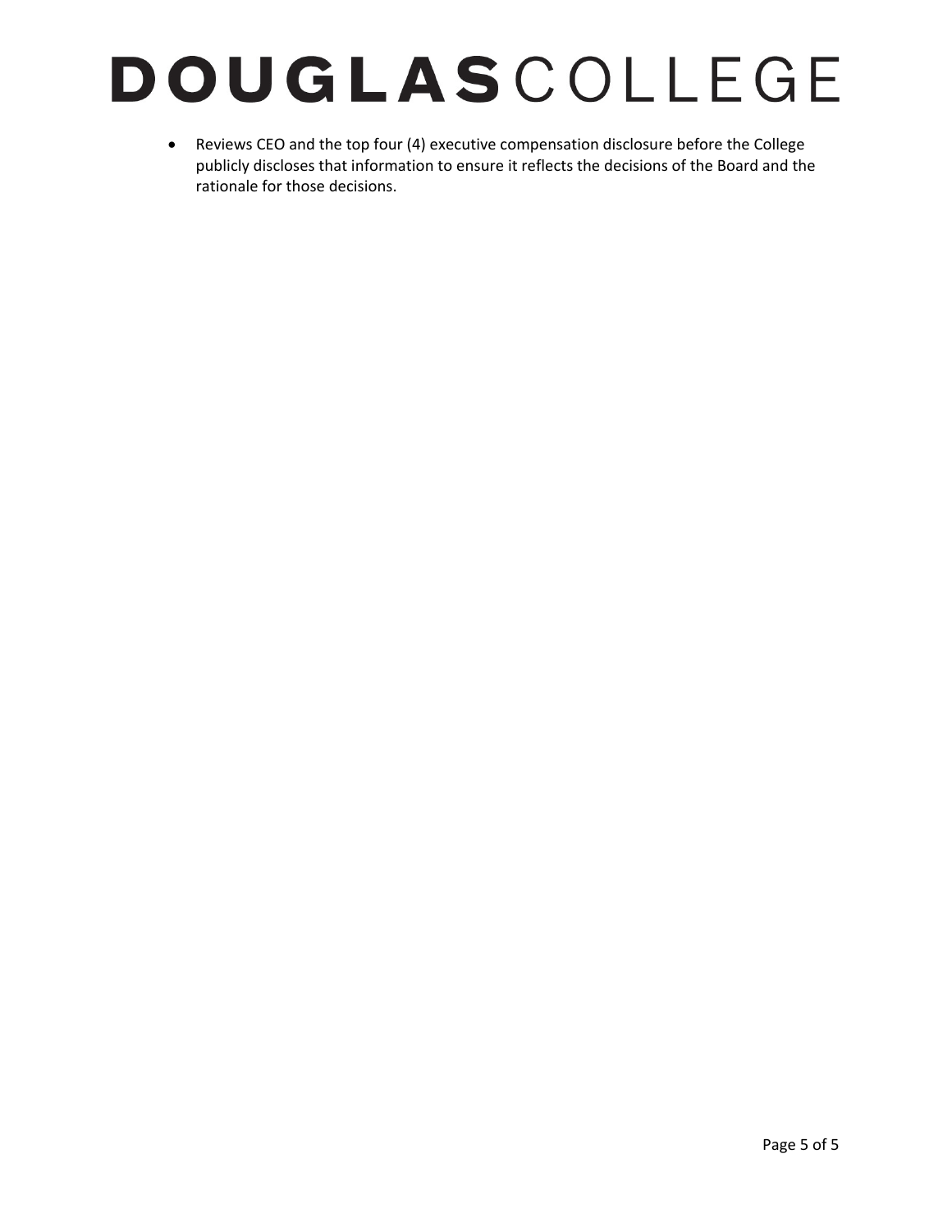- Reviews CEO and the top four (4) executive compensation disclosure before the College publicly discloses that information to ensure it reflects the decisions of the Board and the rationale for those decisions.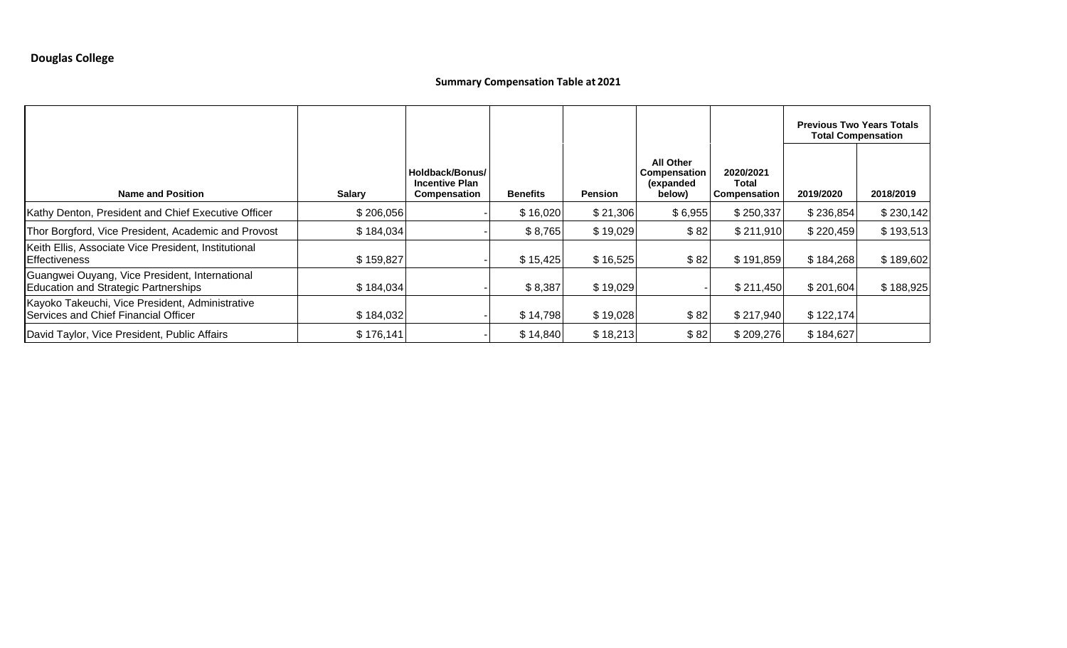**Douglas College**

**Summary Compensation Table at 2021**

| Name and Position | Salary | Holdback/Bonus/ Incentive Plan Compensation | Benefits | Pension | All Other Compensation (expanded below) | 2020/2021 Total Compensation | Previous Two Years Totals Total Compensation | |
|---|---|---|---|---|---|---|---|---|
| | | | | | | | 2019/2020 | 2018/2019 |
| Kathy Denton, President and Chief Executive Officer | $ 206,056 | - | $ 16,020 | $ 21,306 | $ 6,955 | $ 250,337 | $ 236,854 | $ 230,142 |
| Thor Borgford, Vice President, Academic and Provost | $ 184,034 | - | $ 8,765 | $ 19,029 | $ 82 | $ 211,910 | $ 220,459 | $ 193,513 |
| Keith Ellis, Associate Vice President, Institutional Effectiveness | $ 159,827 | - | $ 15,425 | $ 16,525 | $ 82 | $ 191,859 | $ 184,268 | $ 189,602 |
| Guangwei Ouyang, Vice President, International Education and Strategic Partnerships | $ 184,034 | - | $ 8,387 | $ 19,029 | - | $ 211,450 | $ 201,604 | $ 188,925 |
| Kayoko Takeuchi, Vice President, Administrative Services and Chief Financial Officer | $ 184,032 | - | $ 14,798 | $ 19,028 | $ 82 | $ 217,940 | $ 122,174 | |
| David Taylor, Vice President, Public Affairs | $ 176,141 | - | $ 14,840 | $ 18,213 | $ 82 | $ 209,276 | $ 184,627 | |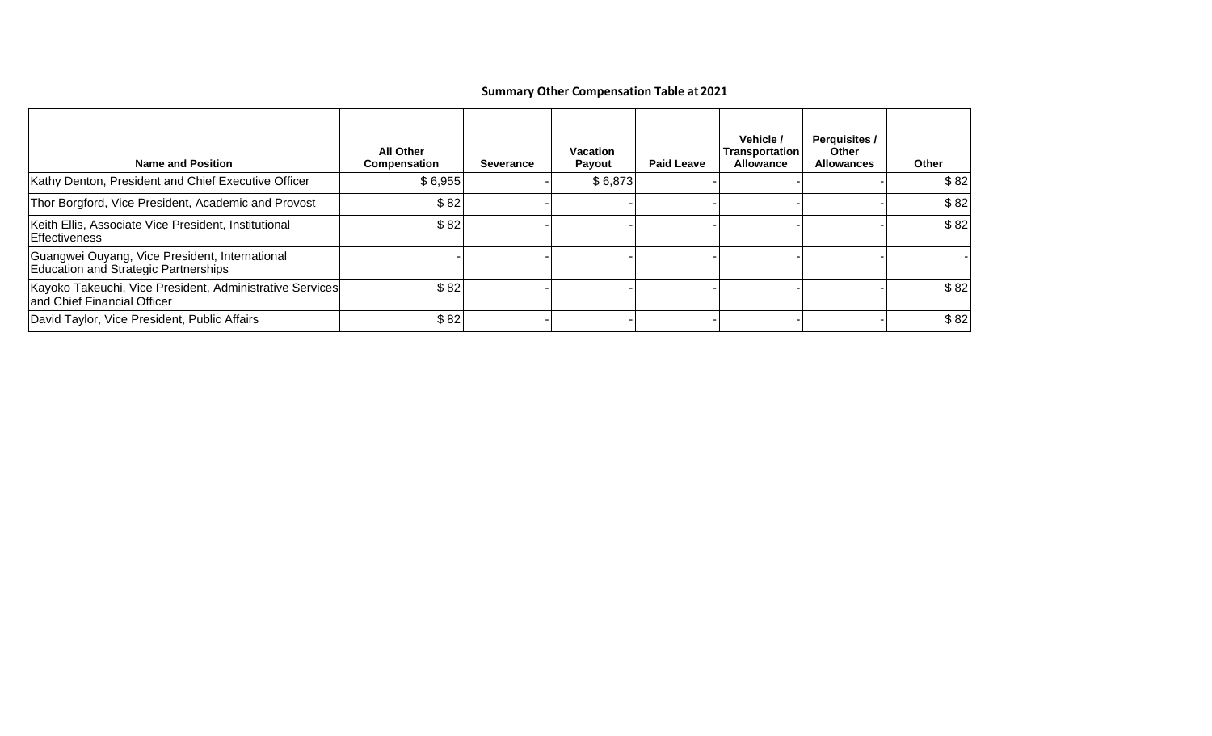## Summary Other Compensation Table at 2021

| Name and Position | All Other Compensation | Severance | Vacation Payout | Paid Leave | Vehicle / Transportation Allowance | Perquisites / Other Allowances | Other |
|---|---|---|---|---|---|---|---|
| Kathy Denton, President and Chief Executive Officer | $ 6,955 | - | $ 6,873 | - | - | - | $ 82 |
| Thor Borgford, Vice President, Academic and Provost | $ 82 | - | - | - | - | - | $ 82 |
| Keith Ellis, Associate Vice President, Institutional Effectiveness | $ 82 | - | - | - | - | - | $ 82 |
| Guangwei Ouyang, Vice President, International Education and Strategic Partnerships | - | - | - | - | - | - | - |
| Kayoko Takeuchi, Vice President, Administrative Services and Chief Financial Officer | $ 82 | - | - | - | - | - | $ 82 |
| David Taylor, Vice President, Public Affairs | $ 82 | - | - | - | - | - | $ 82 |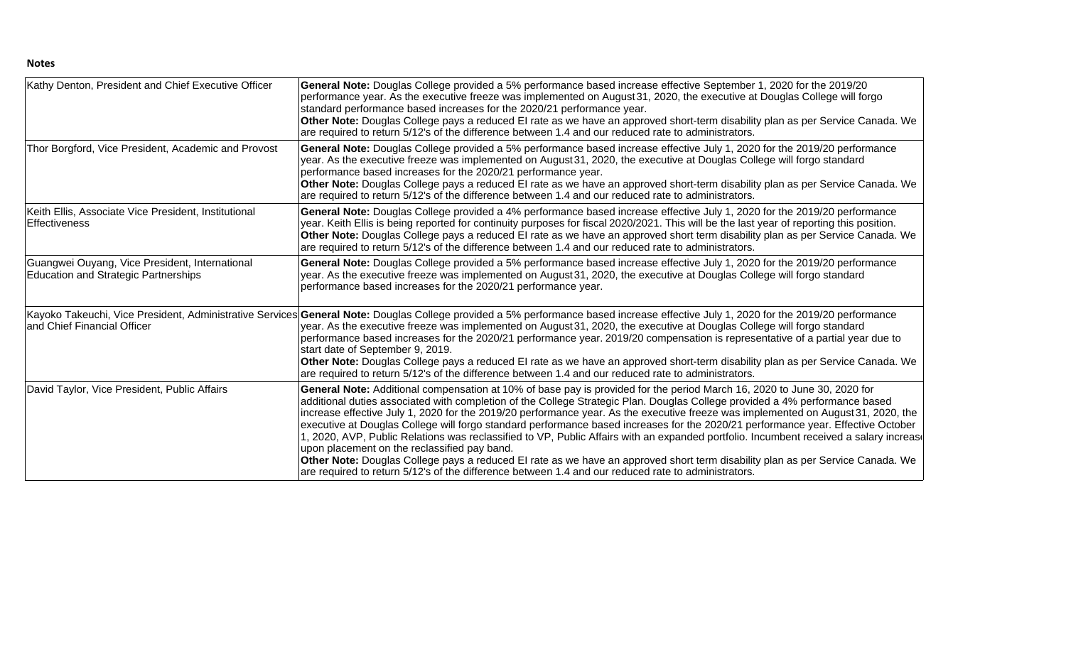**Notes**

| | |
|---|---|
| Kathy Denton, President and Chief Executive Officer | **General Note:** Douglas College provided a 5% performance based increase effective September 1, 2020 for the 2019/20 performance year. As the executive freeze was implemented on August 31, 2020, the executive at Douglas College will forgo standard performance based increases for the 2020/21 performance year. **Other Note:** Douglas College pays a reduced EI rate as we have an approved short-term disability plan as per Service Canada. We are required to return 5/12's of the difference between 1.4 and our reduced rate to administrators. |
| Thor Borgford, Vice President, Academic and Provost | **General Note:** Douglas College provided a 5% performance based increase effective July 1, 2020 for the 2019/20 performance year. As the executive freeze was implemented on August 31, 2020, the executive at Douglas College will forgo standard performance based increases for the 2020/21 performance year. **Other Note:** Douglas College pays a reduced EI rate as we have an approved short-term disability plan as per Service Canada. We are required to return 5/12's of the difference between 1.4 and our reduced rate to administrators. |
| Keith Ellis, Associate Vice President, Institutional Effectiveness | **General Note:** Douglas College provided a 4% performance based increase effective July 1, 2020 for the 2019/20 performance year. Keith Ellis is being reported for continuity purposes for fiscal 2020/2021. This will be the last year of reporting this position. **Other Note:** Douglas College pays a reduced EI rate as we have an approved short term disability plan as per Service Canada. We are required to return 5/12's of the difference between 1.4 and our reduced rate to administrators. |
| Guangwei Ouyang, Vice President, International Education and Strategic Partnerships | **General Note:** Douglas College provided a 5% performance based increase effective July 1, 2020 for the 2019/20 performance year. As the executive freeze was implemented on August 31, 2020, the executive at Douglas College will forgo standard performance based increases for the 2020/21 performance year. |
| Kayoko Takeuchi, Vice President, Administrative Services and Chief Financial Officer | **General Note:** Douglas College provided a 5% performance based increase effective July 1, 2020 for the 2019/20 performance year. As the executive freeze was implemented on August 31, 2020, the executive at Douglas College will forgo standard performance based increases for the 2020/21 performance year. 2019/20 compensation is representative of a partial year due to start date of September 9, 2019. **Other Note:** Douglas College pays a reduced EI rate as we have an approved short-term disability plan as per Service Canada. We are required to return 5/12's of the difference between 1.4 and our reduced rate to administrators. |
| David Taylor, Vice President, Public Affairs | **General Note:** Additional compensation at 10% of base pay is provided for the period March 16, 2020 to June 30, 2020 for additional duties associated with completion of the College Strategic Plan. Douglas College provided a 4% performance based increase effective July 1, 2020 for the 2019/20 performance year. As the executive freeze was implemented on August 31, 2020, the executive at Douglas College will forgo standard performance based increases for the 2020/21 performance year. Effective October 1, 2020, AVP, Public Relations was reclassified to VP, Public Affairs with an expanded portfolio. Incumbent received a salary increase upon placement on the reclassified pay band. **Other Note:** Douglas College pays a reduced EI rate as we have an approved short term disability plan as per Service Canada. We are required to return 5/12's of the difference between 1.4 and our reduced rate to administrators. |